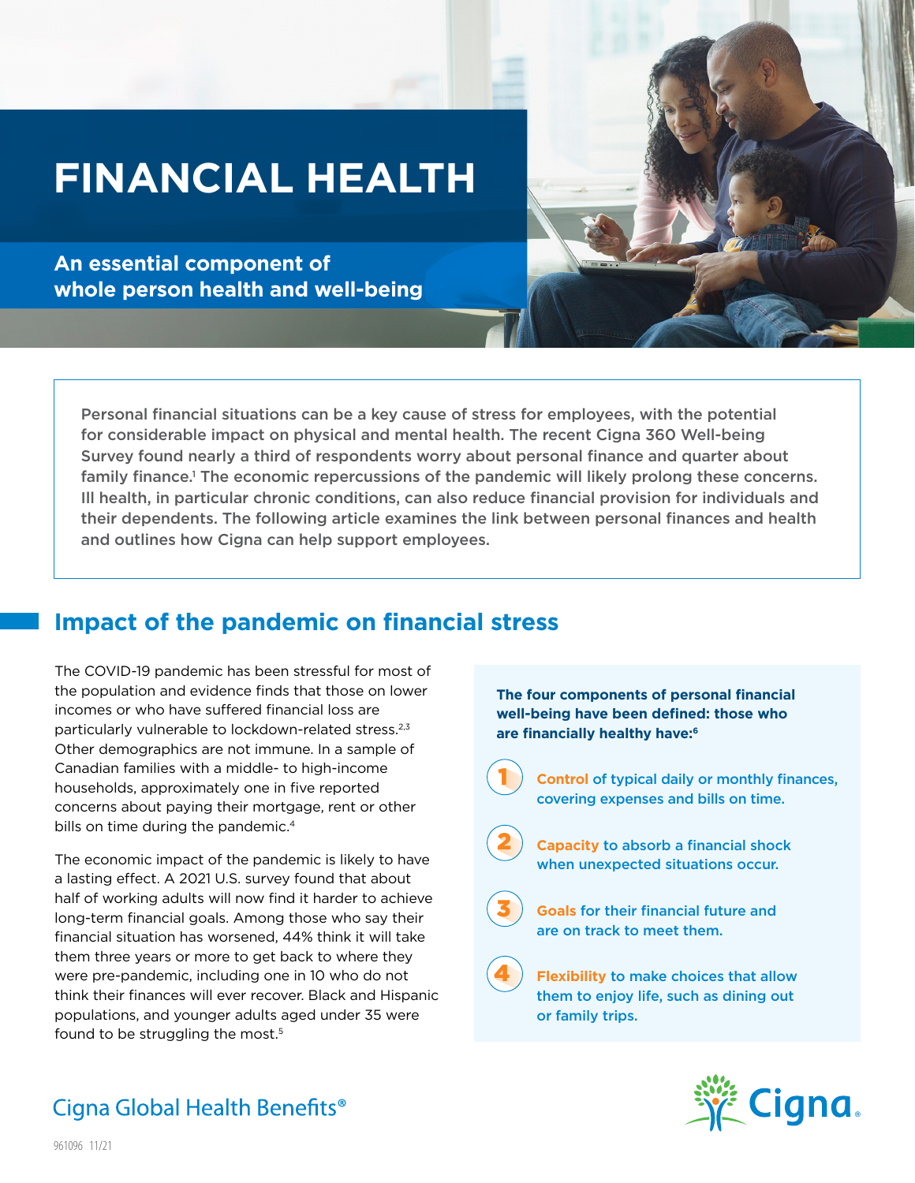# FINANCIAL HEALTH

## An essential component of whole person health and well-being

Personal financial situations can be a key cause of stress for employees, with the potential for considerable impact on physical and mental health. The recent Cigna 360 Well-being Survey found nearly a third of respondents worry about personal finance and quarter about family finance.[1] The economic repercussions of the pandemic will likely prolong these concerns. Ill health, in particular chronic conditions, can also reduce financial provision for individuals and their dependents. The following article examines the link between personal finances and health and outlines how Cigna can help support employees.

## Impact of the pandemic on financial stress

The COVID-19 pandemic has been stressful for most of the population and evidence finds that those on lower incomes or who have suffered financial loss are particularly vulnerable to lockdown-related stress.[2,3] Other demographics are not immune. In a sample of Canadian families with a middle- to high-income households, approximately one in five reported concerns about paying their mortgage, rent or other bills on time during the pandemic.[4]

The economic impact of the pandemic is likely to have a lasting effect. A 2021 U.S. survey found that about half of working adults will now find it harder to achieve long-term financial goals. Among those who say their financial situation has worsened, 44% think it will take them three years or more to get back to where they were pre-pandemic, including one in 10 who do not think their finances will ever recover. Black and Hispanic populations, and younger adults aged under 35 were found to be struggling the most.[5]

**The four components of personal financial well-being have been defined: those who are financially healthy have:[6]**

1. **Control** of typical daily or monthly finances, covering expenses and bills on time.
2. **Capacity** to absorb a financial shock when unexpected situations occur.
3. **Goals** for their financial future and are on track to meet them.
4. **Flexibility** to make choices that allow them to enjoy life, such as dining out or family trips.

Cigna Global Health Benefits®

961096 11/21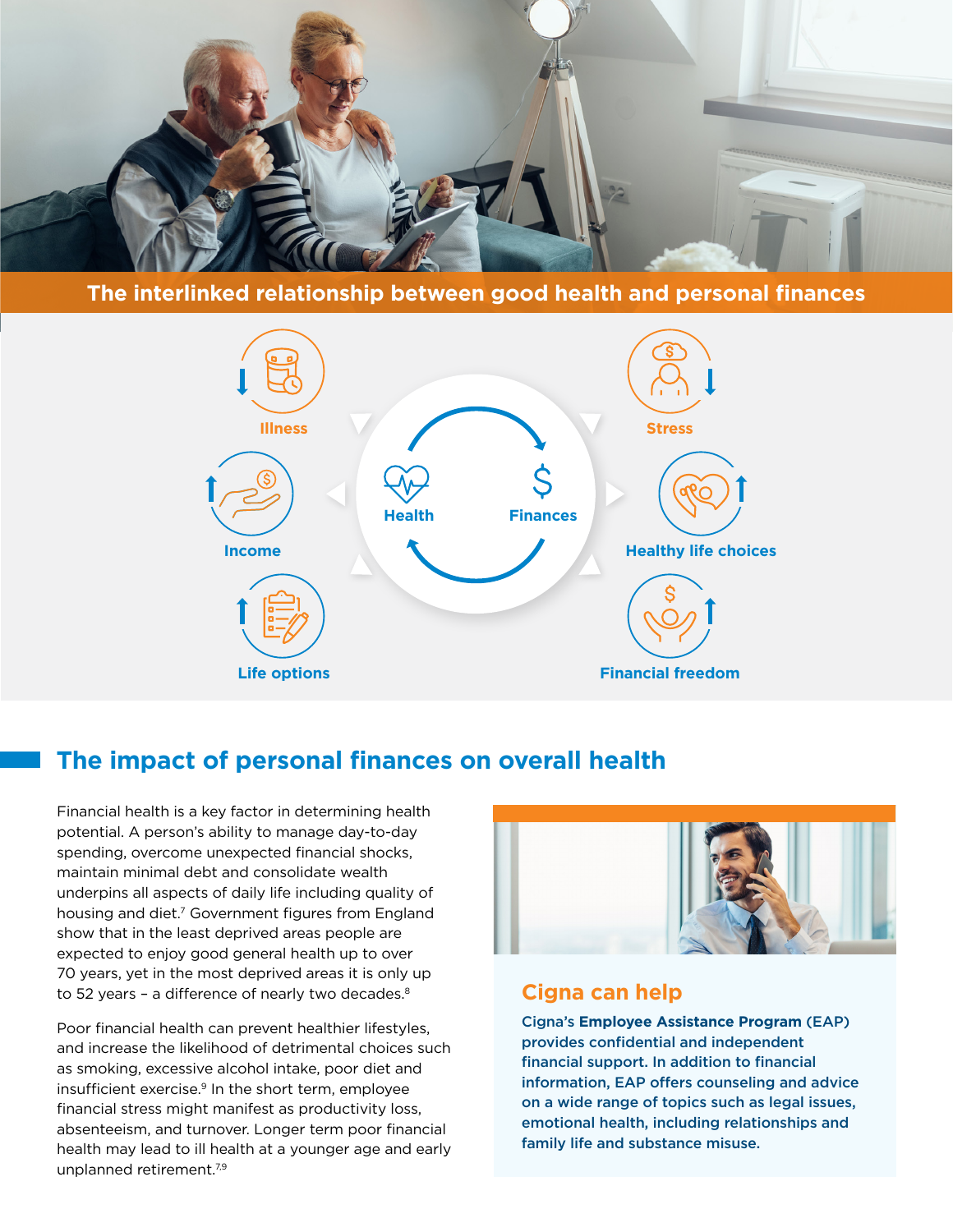## The interlinked relationship between good health and personal finances

Illness

Income

Life options

Health

Finances

Stress

Healthy life choices

Financial freedom

## The impact of personal finances on overall health

Financial health is a key factor in determining health potential. A person's ability to manage day-to-day spending, overcome unexpected financial shocks, maintain minimal debt and consolidate wealth underpins all aspects of daily life including quality of housing and diet.[7] Government figures from England show that in the least deprived areas people are expected to enjoy good general health up to over 70 years, yet in the most deprived areas it is only up to 52 years – a difference of nearly two decades.[8]

Poor financial health can prevent healthier lifestyles, and increase the likelihood of detrimental choices such as smoking, excessive alcohol intake, poor diet and insufficient exercise.[9] In the short term, employee financial stress might manifest as productivity loss, absenteeism, and turnover. Longer term poor financial health may lead to ill health at a younger age and early unplanned retirement.[7,9]

### Cigna can help

Cigna's **Employee Assistance Program** (EAP) provides confidential and independent financial support. In addition to financial information, EAP offers counseling and advice on a wide range of topics such as legal issues, emotional health, including relationships and family life and substance misuse.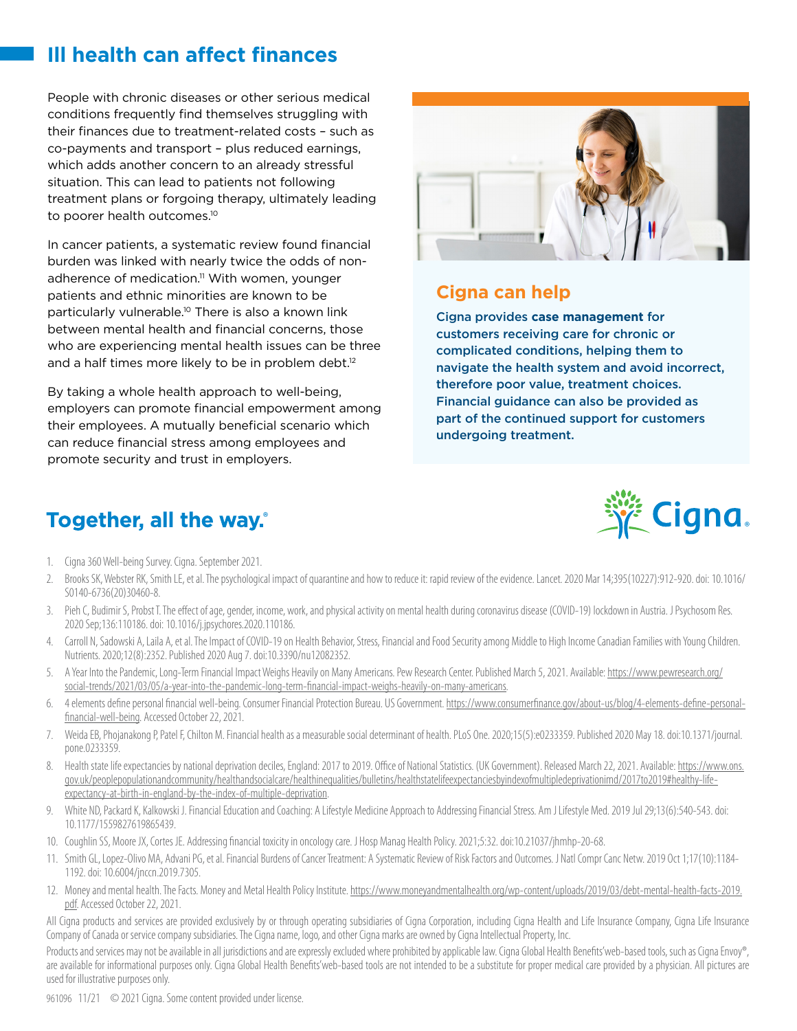# Ill health can affect finances

People with chronic diseases or other serious medical conditions frequently find themselves struggling with their finances due to treatment-related costs – such as co-payments and transport – plus reduced earnings, which adds another concern to an already stressful situation. This can lead to patients not following treatment plans or forgoing therapy, ultimately leading to poorer health outcomes.[10]

In cancer patients, a systematic review found financial burden was linked with nearly twice the odds of non-adherence of medication.[11] With women, younger patients and ethnic minorities are known to be particularly vulnerable.[10] There is also a known link between mental health and financial concerns, those who are experiencing mental health issues can be three and a half times more likely to be in problem debt.[12]

By taking a whole health approach to well-being, employers can promote financial empowerment among their employees. A mutually beneficial scenario which can reduce financial stress among employees and promote security and trust in employers.

## Cigna can help

Cigna provides **case management** for customers receiving care for chronic or complicated conditions, helping them to navigate the health system and avoid incorrect, therefore poor value, treatment choices. Financial guidance can also be provided as part of the continued support for customers undergoing treatment.

**Together, all the way.®**

Cigna.

1. Cigna 360 Well-being Survey. Cigna. September 2021.
2. Brooks SK, Webster RK, Smith LE, et al. The psychological impact of quarantine and how to reduce it: rapid review of the evidence. Lancet. 2020 Mar 14;395(10227):912-920. doi: 10.1016/S0140-6736(20)30460-8.
3. Pieh C, Budimir S, Probst T. The effect of age, gender, income, work, and physical activity on mental health during coronavirus disease (COVID-19) lockdown in Austria. J Psychosom Res. 2020 Sep;136:110186. doi: 10.1016/j.jpsychores.2020.110186.
4. Carroll N, Sadowski A, Laila A, et al. The Impact of COVID-19 on Health Behavior, Stress, Financial and Food Security among Middle to High Income Canadian Families with Young Children. Nutrients. 2020;12(8):2352. Published 2020 Aug 7. doi:10.3390/nu12082352.
5. A Year Into the Pandemic, Long-Term Financial Impact Weighs Heavily on Many Americans. Pew Research Center. Published March 5, 2021. Available: https://www.pewresearch.org/social-trends/2021/03/05/a-year-into-the-pandemic-long-term-financial-impact-weighs-heavily-on-many-americans.
6. 4 elements define personal financial well-being. Consumer Financial Protection Bureau. US Government. https://www.consumerfinance.gov/about-us/blog/4-elements-define-personal-financial-well-being. Accessed October 22, 2021.
7. Weida EB, Phojanakong P, Patel F, Chilton M. Financial health as a measurable social determinant of health. PLoS One. 2020;15(5):e0233359. Published 2020 May 18. doi:10.1371/journal.pone.0233359.
8. Health state life expectancies by national deprivation deciles, England: 2017 to 2019. Office of National Statistics. (UK Government). Released March 22, 2021. Available: https://www.ons.gov.uk/peoplepopulationandcommunity/healthandsocialcare/healthinequalities/bulletins/healthstatelifeexpectanciesbyindexofmultipledeprivationimd/2017to2019#healthy-life-expectancy-at-birth-in-england-by-the-index-of-multiple-deprivation.
9. White ND, Packard K, Kalkowski J. Financial Education and Coaching: A Lifestyle Medicine Approach to Addressing Financial Stress. Am J Lifestyle Med. 2019 Jul 29;13(6):540-543. doi: 10.1177/1559827619865439.
10. Coughlin SS, Moore JX, Cortes JE. Addressing financial toxicity in oncology care. J Hosp Manag Health Policy. 2021;5:32. doi:10.21037/jhmhp-20-68.
11. Smith GL, Lopez-Olivo MA, Advani PG, et al. Financial Burdens of Cancer Treatment: A Systematic Review of Risk Factors and Outcomes. J Natl Compr Canc Netw. 2019 Oct 1;17(10):1184-1192. doi: 10.6004/jnccn.2019.7305.
12. Money and mental health. The Facts. Money and Metal Health Policy Institute. https://www.moneyandmentalhealth.org/wp-content/uploads/2019/03/debt-mental-health-facts-2019.pdf. Accessed October 22, 2021.

All Cigna products and services are provided exclusively by or through operating subsidiaries of Cigna Corporation, including Cigna Health and Life Insurance Company, Cigna Life Insurance Company of Canada or service company subsidiaries. The Cigna name, logo, and other Cigna marks are owned by Cigna Intellectual Property, Inc.

Products and services may not be available in all jurisdictions and are expressly excluded where prohibited by applicable law. Cigna Global Health Benefits' web-based tools, such as Cigna Envoy®, are available for informational purposes only. Cigna Global Health Benefits' web-based tools are not intended to be a substitute for proper medical care provided by a physician. All pictures are used for illustrative purposes only.

961096 11/21 © 2021 Cigna. Some content provided under license.